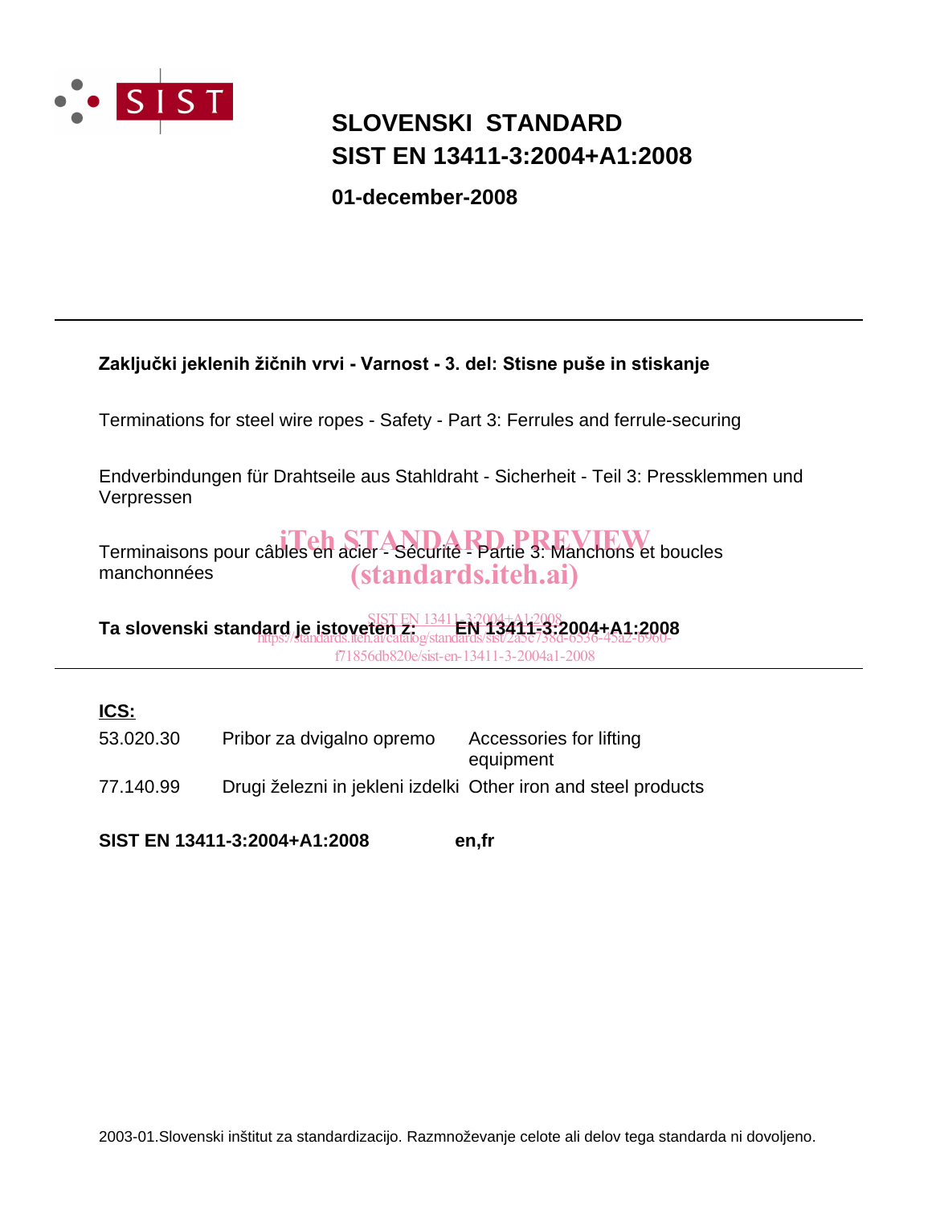SIST

# SLOVENSKI STANDARD
# SIST EN 13411-3:2004+A1:2008

**01-december-2008**

---

**Zaključki jeklenih žičnih vrvi - Varnost - 3. del: Stisne puše in stiskanje**

Terminations for steel wire ropes - Safety - Part 3: Ferrules and ferrule-securing

Endverbindungen für Drahtseile aus Stahldraht - Sicherheit - Teil 3: Pressklemmen und Verpressen

Terminaisons pour câbles en acier - Sécurité - Partie 3: Manchons et boucles manchonnées

iTeh STANDARD PREVIEW
(standards.iteh.ai)

**Ta slovenski standard je istoveten z: EN 13411-3:2004+A1:2008**

SIST EN 13411-3:2004+A1:2008
https://standards.iteh.ai/catalog/standards/sist/2a5c738d-6536-45a2-b960-f71856db820e/sist-en-13411-3-2004a1-2008

---

**ICS:**

| | | |
|---|---|---|
| 53.020.30 | Pribor za dvigalno opremo | Accessories for lifting equipment |
| 77.140.99 | Drugi železni in jekleni izdelki | Other iron and steel products |

**SIST EN 13411-3:2004+A1:2008** **en,fr**

2003-01.Slovenski inštitut za standardizacijo. Razmnoževanje celote ali delov tega standarda ni dovoljeno.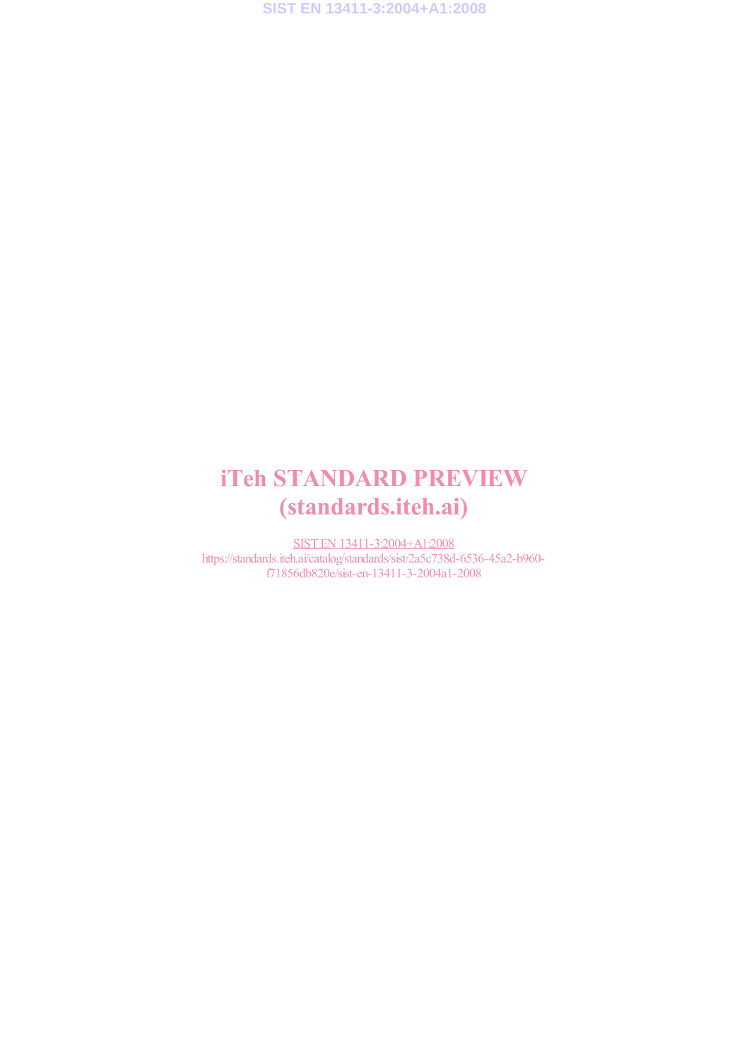# iTeh STANDARD PREVIEW
# (standards.iteh.ai)

SIST EN 13411-3:2004+A1:2008

https://standards.iteh.ai/catalog/standards/sist/2a5c738d-6536-45a2-b960-f71856db820e/sist-en-13411-3-2004a1-2008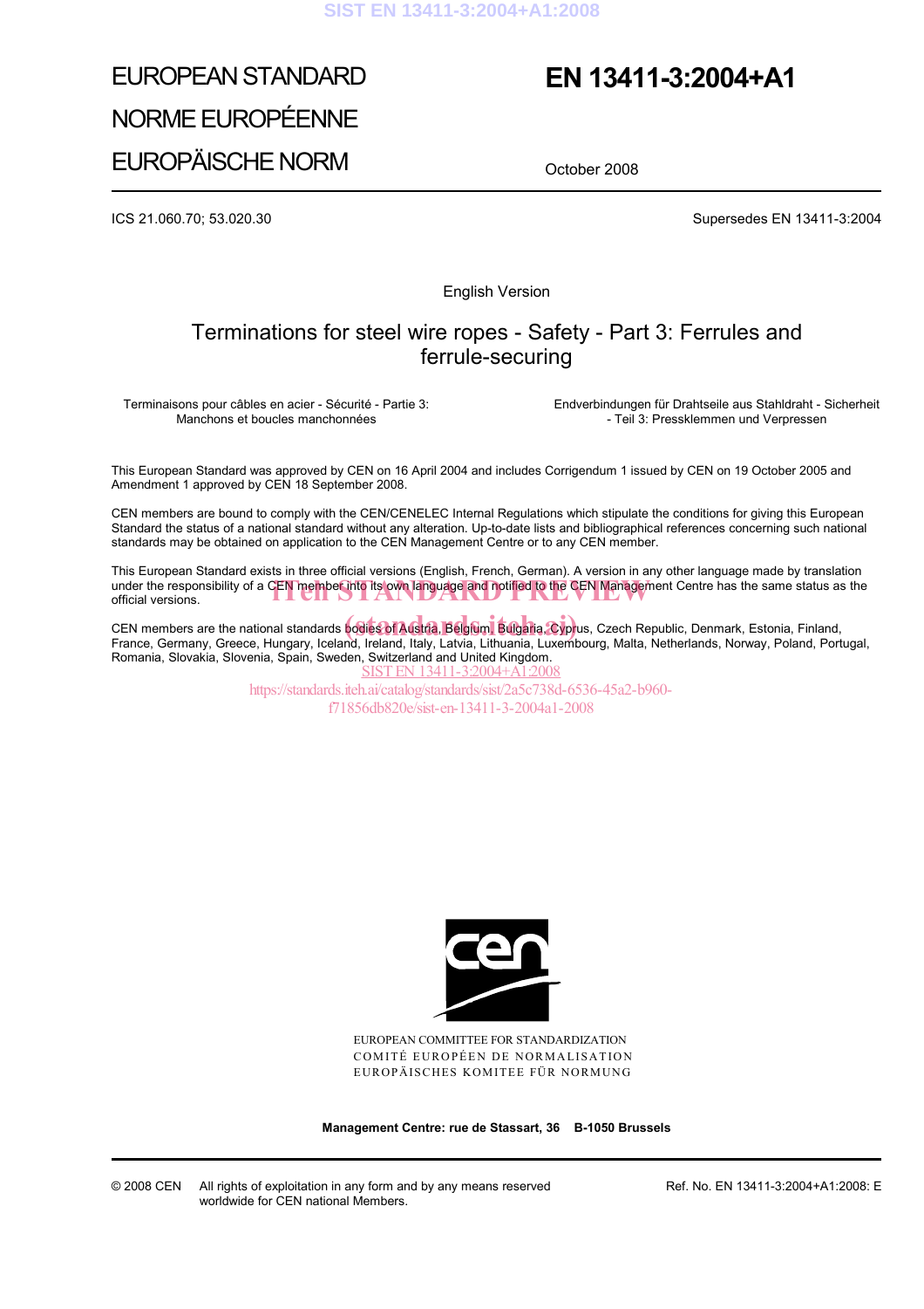# EUROPEAN STANDARD
# NORME EUROPÉENNE
# EUROPÄISCHE NORM

# EN 13411-3:2004+A1

October 2008

ICS 21.060.70; 53.020.30

Supersedes EN 13411-3:2004

English Version

## Terminations for steel wire ropes - Safety - Part 3: Ferrules and ferrule-securing

Terminaisons pour câbles en acier - Sécurité - Partie 3: Manchons et boucles manchonnées

Endverbindungen für Drahtseile aus Stahldraht - Sicherheit - Teil 3: Pressklemmen und Verpressen

This European Standard was approved by CEN on 16 April 2004 and includes Corrigendum 1 issued by CEN on 19 October 2005 and Amendment 1 approved by CEN 18 September 2008.

CEN members are bound to comply with the CEN/CENELEC Internal Regulations which stipulate the conditions for giving this European Standard the status of a national standard without any alteration. Up-to-date lists and bibliographical references concerning such national standards may be obtained on application to the CEN Management Centre or to any CEN member.

This European Standard exists in three official versions (English, French, German). A version in any other language made by translation under the responsibility of a CEN member into its own language and notified to the CEN Management Centre has the same status as the official versions.

CEN members are the national standards bodies of Austria, Belgium, Bulgaria, Cyprus, Czech Republic, Denmark, Estonia, Finland, France, Germany, Greece, Hungary, Iceland, Ireland, Italy, Latvia, Lithuania, Luxembourg, Malta, Netherlands, Norway, Poland, Portugal, Romania, Slovakia, Slovenia, Spain, Sweden, Switzerland and United Kingdom.

EUROPEAN COMMITTEE FOR STANDARDIZATION
COMITÉ EUROPÉEN DE NORMALISATION
EUROPÄISCHES KOMITEE FÜR NORMUNG

**Management Centre: rue de Stassart, 36 B-1050 Brussels**

© 2008 CEN All rights of exploitation in any form and by any means reserved worldwide for CEN national Members.

Ref. No. EN 13411-3:2004+A1:2008: E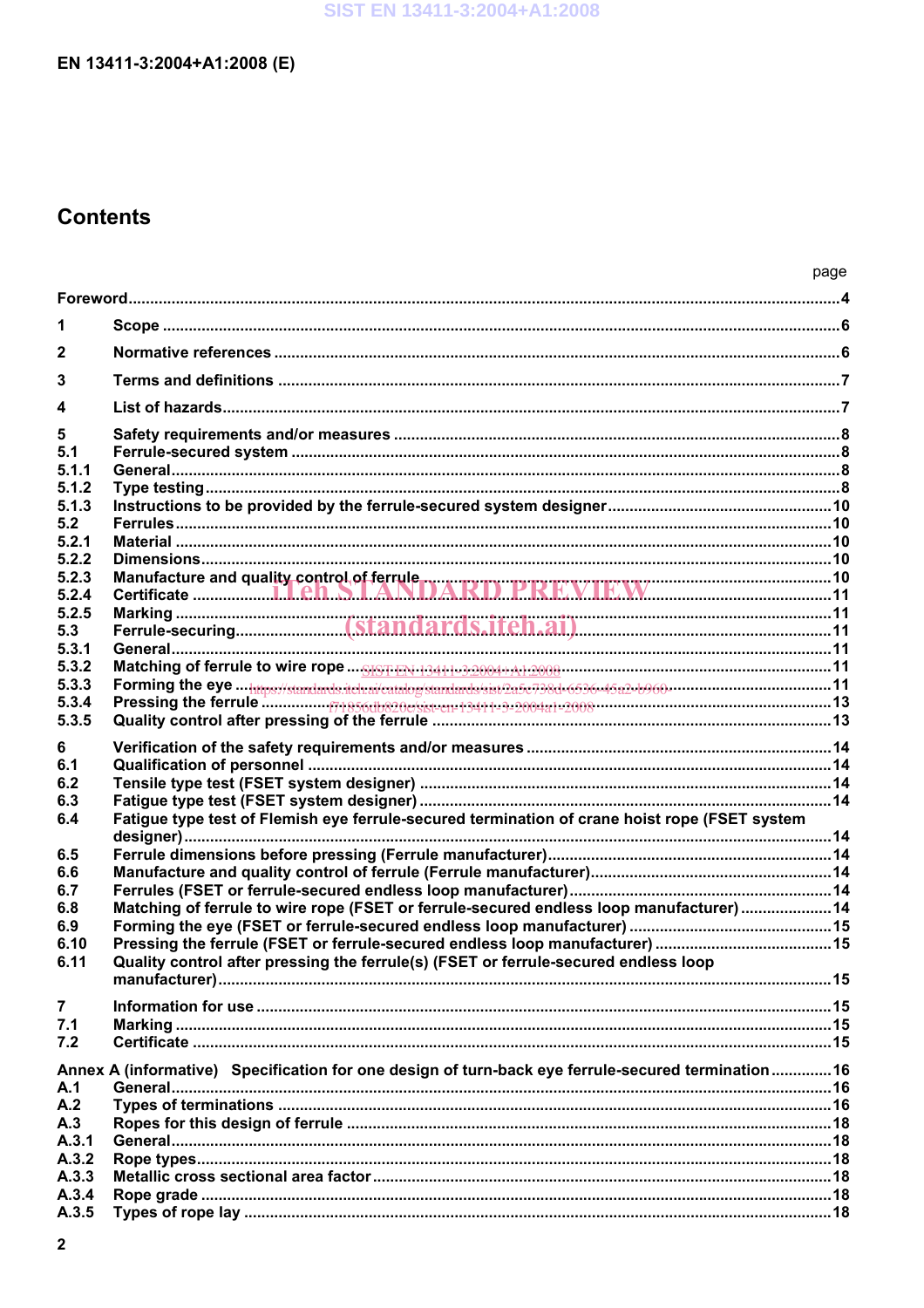# Contents

| | | page |
|---|---|---|
| **Foreword** | | **4** |
| **1** | **Scope** | **6** |
| **2** | **Normative references** | **6** |
| **3** | **Terms and definitions** | **7** |
| **4** | **List of hazards** | **7** |
| **5** | **Safety requirements and/or measures** | **8** |
| **5.1** | **Ferrule-secured system** | **8** |
| **5.1.1** | **General** | **8** |
| **5.1.2** | **Type testing** | **8** |
| **5.1.3** | **Instructions to be provided by the ferrule-secured system designer** | **10** |
| **5.2** | **Ferrules** | **10** |
| **5.2.1** | **Material** | **10** |
| **5.2.2** | **Dimensions** | **10** |
| **5.2.3** | **Manufacture and quality control of ferrule** | **10** |
| **5.2.4** | **Certificate** | **11** |
| **5.2.5** | **Marking** | **11** |
| **5.3** | **Ferrule-securing** | **11** |
| **5.3.1** | **General** | **11** |
| **5.3.2** | **Matching of ferrule to wire rope** | **11** |
| **5.3.3** | **Forming the eye** | **11** |
| **5.3.4** | **Pressing the ferrule** | **13** |
| **5.3.5** | **Quality control after pressing of the ferrule** | **13** |
| **6** | **Verification of the safety requirements and/or measures** | **14** |
| **6.1** | **Qualification of personnel** | **14** |
| **6.2** | **Tensile type test (FSET system designer)** | **14** |
| **6.3** | **Fatigue type test (FSET system designer)** | **14** |
| **6.4** | **Fatigue type test of Flemish eye ferrule-secured termination of crane hoist rope (FSET system designer)** | **14** |
| **6.5** | **Ferrule dimensions before pressing (Ferrule manufacturer)** | **14** |
| **6.6** | **Manufacture and quality control of ferrule (Ferrule manufacturer)** | **14** |
| **6.7** | **Ferrules (FSET or ferrule-secured endless loop manufacturer)** | **14** |
| **6.8** | **Matching of ferrule to wire rope (FSET or ferrule-secured endless loop manufacturer)** | **14** |
| **6.9** | **Forming the eye (FSET or ferrule-secured endless loop manufacturer)** | **15** |
| **6.10** | **Pressing the ferrule (FSET or ferrule-secured endless loop manufacturer)** | **15** |
| **6.11** | **Quality control after pressing the ferrule(s) (FSET or ferrule-secured endless loop manufacturer)** | **15** |
| **7** | **Information for use** | **15** |
| **7.1** | **Marking** | **15** |
| **7.2** | **Certificate** | **15** |
| **Annex A (informative)** | **Specification for one design of turn-back eye ferrule-secured termination** | **16** |
| **A.1** | **General** | **16** |
| **A.2** | **Types of terminations** | **16** |
| **A.3** | **Ropes for this design of ferrule** | **18** |
| **A.3.1** | **General** | **18** |
| **A.3.2** | **Rope types** | **18** |
| **A.3.3** | **Metallic cross sectional area factor** | **18** |
| **A.3.4** | **Rope grade** | **18** |
| **A.3.5** | **Types of rope lay** | **18** |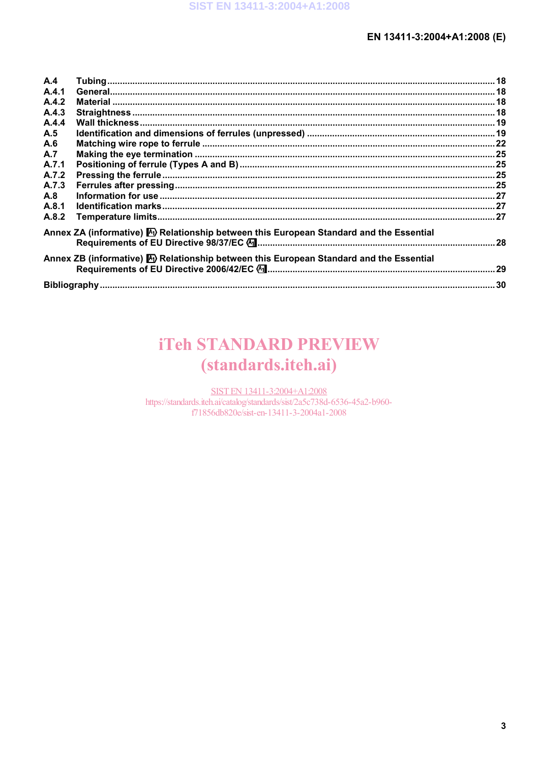A.4 Tubing ... 18
A.4.1 General ... 18
A.4.2 Material ... 18
A.4.3 Straightness ... 18
A.4.4 Wall thickness ... 19
A.5 Identification and dimensions of ferrules (unpressed) ... 19
A.6 Matching wire rope to ferrule ... 22
A.7 Making the eye termination ... 25
A.7.1 Positioning of ferrule (Types A and B) ... 25
A.7.2 Pressing the ferrule ... 25
A.7.3 Ferrules after pressing ... 25
A.8 Information for use ... 27
A.8.1 Identification marks ... 27
A.8.2 Temperature limits ... 27

Annex ZA (informative) [A1) Relationship between this European Standard and the Essential Requirements of EU Directive 98/37/EC (A1] ... 28

Annex ZB (informative) [A1) Relationship between this European Standard and the Essential Requirements of EU Directive 2006/42/EC (A1] ... 29

Bibliography ... 30

iTeh STANDARD PREVIEW
(standards.iteh.ai)

SIST EN 13411-3:2004+A1:2008
https://standards.iteh.ai/catalog/standards/sist/2a5c738d-6536-45a2-b960-f71856db820e/sist-en-13411-3-2004a1-2008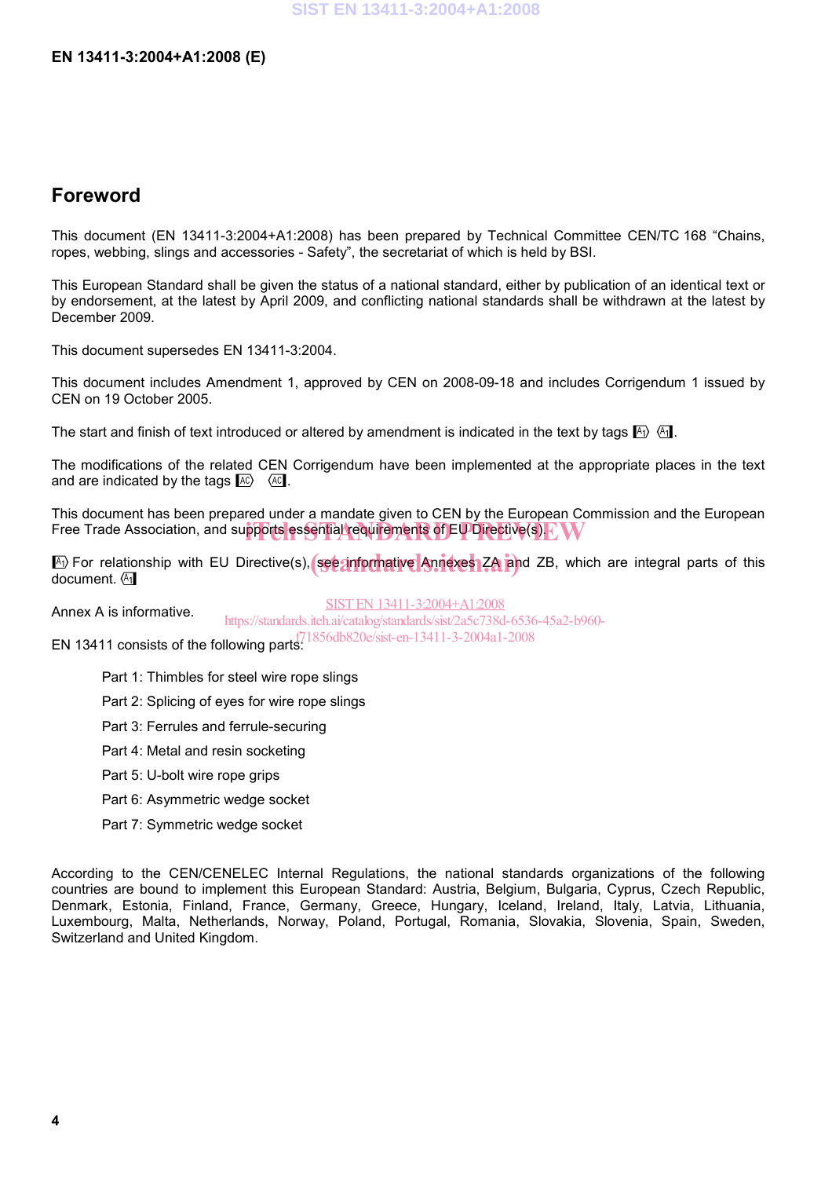# Foreword

This document (EN 13411-3:2004+A1:2008) has been prepared by Technical Committee CEN/TC 168 "Chains, ropes, webbing, slings and accessories - Safety", the secretariat of which is held by BSI.

This European Standard shall be given the status of a national standard, either by publication of an identical text or by endorsement, at the latest by April 2009, and conflicting national standards shall be withdrawn at the latest by December 2009.

This document supersedes EN 13411-3:2004.

This document includes Amendment 1, approved by CEN on 2008-09-18 and includes Corrigendum 1 issued by CEN on 19 October 2005.

The start and finish of text introduced or altered by amendment is indicated in the text by tags [A1) (A1].

The modifications of the related CEN Corrigendum have been implemented at the appropriate places in the text and are indicated by the tags [AC) (AC].

This document has been prepared under a mandate given to CEN by the European Commission and the European Free Trade Association, and supports essential requirements of EU Directive(s).

[A1) For relationship with EU Directive(s), see informative Annexes ZA and ZB, which are integral parts of this document. (A1]

Annex A is informative.

EN 13411 consists of the following parts:

- Part 1: Thimbles for steel wire rope slings
- Part 2: Splicing of eyes for wire rope slings
- Part 3: Ferrules and ferrule-securing
- Part 4: Metal and resin socketing
- Part 5: U-bolt wire rope grips
- Part 6: Asymmetric wedge socket
- Part 7: Symmetric wedge socket

According to the CEN/CENELEC Internal Regulations, the national standards organizations of the following countries are bound to implement this European Standard: Austria, Belgium, Bulgaria, Cyprus, Czech Republic, Denmark, Estonia, Finland, France, Germany, Greece, Hungary, Iceland, Ireland, Italy, Latvia, Lithuania, Luxembourg, Malta, Netherlands, Norway, Poland, Portugal, Romania, Slovakia, Slovenia, Spain, Sweden, Switzerland and United Kingdom.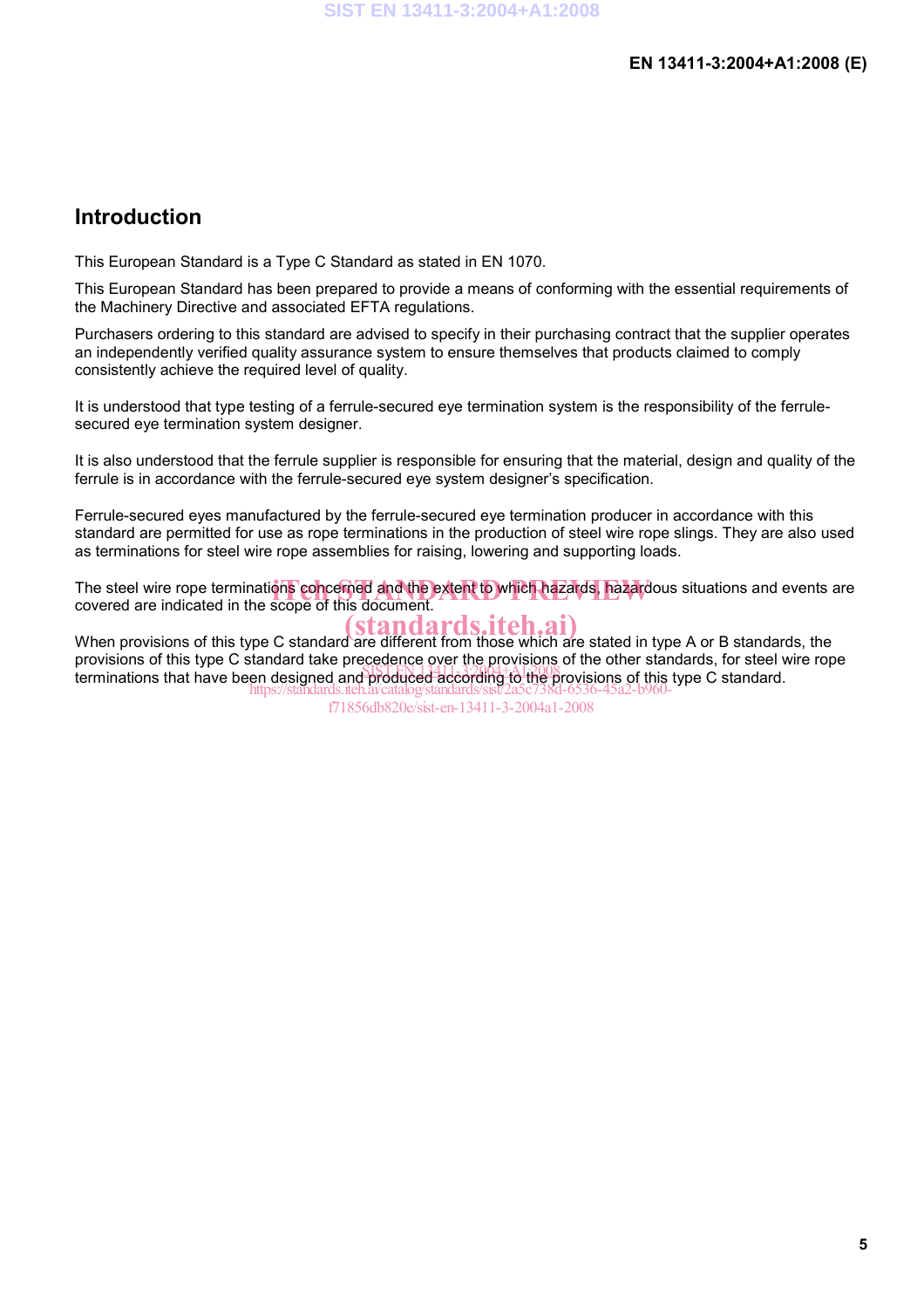## Introduction

This European Standard is a Type C Standard as stated in EN 1070.

This European Standard has been prepared to provide a means of conforming with the essential requirements of the Machinery Directive and associated EFTA regulations.

Purchasers ordering to this standard are advised to specify in their purchasing contract that the supplier operates an independently verified quality assurance system to ensure themselves that products claimed to comply consistently achieve the required level of quality.

It is understood that type testing of a ferrule-secured eye termination system is the responsibility of the ferrule-secured eye termination system designer.

It is also understood that the ferrule supplier is responsible for ensuring that the material, design and quality of the ferrule is in accordance with the ferrule-secured eye system designer's specification.

Ferrule-secured eyes manufactured by the ferrule-secured eye termination producer in accordance with this standard are permitted for use as rope terminations in the production of steel wire rope slings. They are also used as terminations for steel wire rope assemblies for raising, lowering and supporting loads.

The steel wire rope terminations concerned and the extent to which hazards, hazardous situations and events are covered are indicated in the scope of this document.

When provisions of this type C standard are different from those which are stated in type A or B standards, the provisions of this type C standard take precedence over the provisions of the other standards, for steel wire rope terminations that have been designed and produced according to the provisions of this type C standard.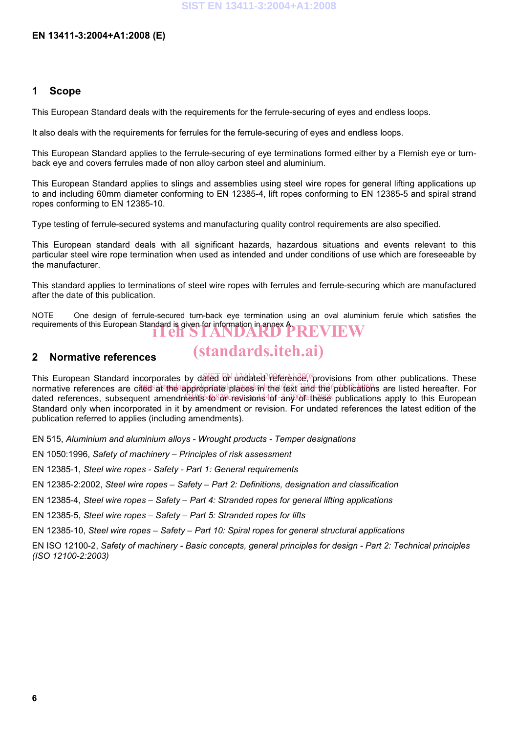## 1 Scope

This European Standard deals with the requirements for the ferrule-securing of eyes and endless loops.

It also deals with the requirements for ferrules for the ferrule-securing of eyes and endless loops.

This European Standard applies to the ferrule-securing of eye terminations formed either by a Flemish eye or turn-back eye and covers ferrules made of non alloy carbon steel and aluminium.

This European Standard applies to slings and assemblies using steel wire ropes for general lifting applications up to and including 60mm diameter conforming to EN 12385-4, lift ropes conforming to EN 12385-5 and spiral strand ropes conforming to EN 12385-10.

Type testing of ferrule-secured systems and manufacturing quality control requirements are also specified.

This European standard deals with all significant hazards, hazardous situations and events relevant to this particular steel wire rope termination when used as intended and under conditions of use which are foreseeable by the manufacturer.

This standard applies to terminations of steel wire ropes with ferrules and ferrule-securing which are manufactured after the date of this publication.

NOTE One design of ferrule-secured turn-back eye termination using an oval aluminium ferule which satisfies the requirements of this European Standard is given for information in annex A.

## 2 Normative references

This European Standard incorporates by dated or undated reference, provisions from other publications. These normative references are cited at the appropriate places in the text and the publications are listed hereafter. For dated references, subsequent amendments to or revisions of any of these publications apply to this European Standard only when incorporated in it by amendment or revision. For undated references the latest edition of the publication referred to applies (including amendments).

EN 515, *Aluminium and aluminium alloys - Wrought products - Temper designations*

EN 1050:1996, *Safety of machinery – Principles of risk assessment*

EN 12385-1, *Steel wire ropes - Safety - Part 1: General requirements*

EN 12385-2:2002, *Steel wire ropes – Safety – Part 2: Definitions, designation and classification*

EN 12385-4, *Steel wire ropes – Safety – Part 4: Stranded ropes for general lifting applications*

EN 12385-5, *Steel wire ropes – Safety – Part 5: Stranded ropes for lifts*

EN 12385-10, *Steel wire ropes – Safety – Part 10: Spiral ropes for general structural applications*

EN ISO 12100-2, *Safety of machinery - Basic concepts, general principles for design - Part 2: Technical principles (ISO 12100-2:2003)*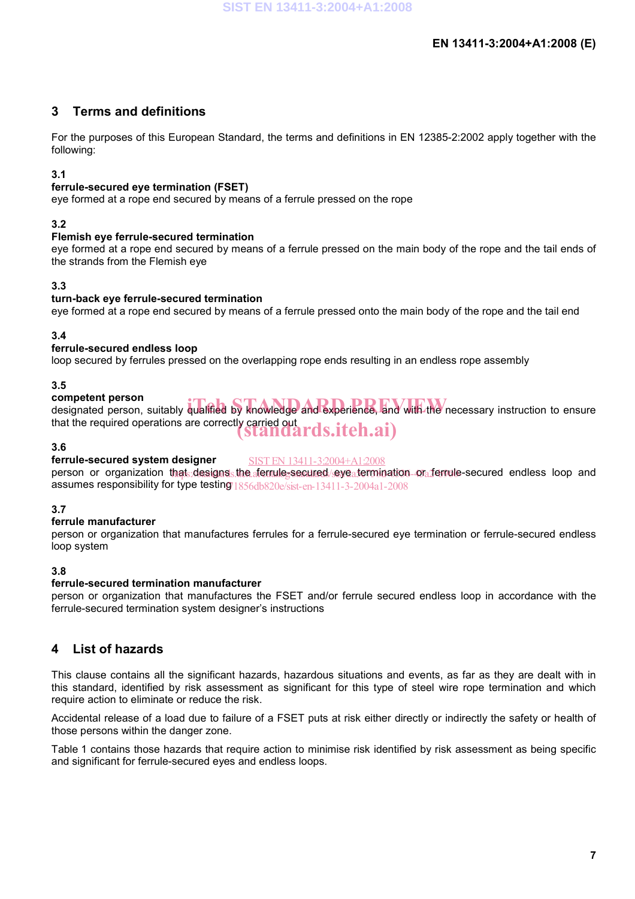## 3 Terms and definitions

For the purposes of this European Standard, the terms and definitions in EN 12385-2:2002 apply together with the following:

**3.1**
**ferrule-secured eye termination (FSET)**
eye formed at a rope end secured by means of a ferrule pressed on the rope

**3.2**
**Flemish eye ferrule-secured termination**
eye formed at a rope end secured by means of a ferrule pressed on the main body of the rope and the tail ends of the strands from the Flemish eye

**3.3**
**turn-back eye ferrule-secured termination**
eye formed at a rope end secured by means of a ferrule pressed onto the main body of the rope and the tail end

**3.4**
**ferrule-secured endless loop**
loop secured by ferrules pressed on the overlapping rope ends resulting in an endless rope assembly

**3.5**
**competent person**
designated person, suitably qualified by knowledge and experience, and with the necessary instruction to ensure that the required operations are correctly carried out

**3.6**
**ferrule-secured system designer**
person or organization that designs the ferrule-secured eye termination or ferrule-secured endless loop and assumes responsibility for type testing

**3.7**
**ferrule manufacturer**
person or organization that manufactures ferrules for a ferrule-secured eye termination or ferrule-secured endless loop system

**3.8**
**ferrule-secured termination manufacturer**
person or organization that manufactures the FSET and/or ferrule secured endless loop in accordance with the ferrule-secured termination system designer's instructions

## 4 List of hazards

This clause contains all the significant hazards, hazardous situations and events, as far as they are dealt with in this standard, identified by risk assessment as significant for this type of steel wire rope termination and which require action to eliminate or reduce the risk.

Accidental release of a load due to failure of a FSET puts at risk either directly or indirectly the safety or health of those persons within the danger zone.

Table 1 contains those hazards that require action to minimise risk identified by risk assessment as being specific and significant for ferrule-secured eyes and endless loops.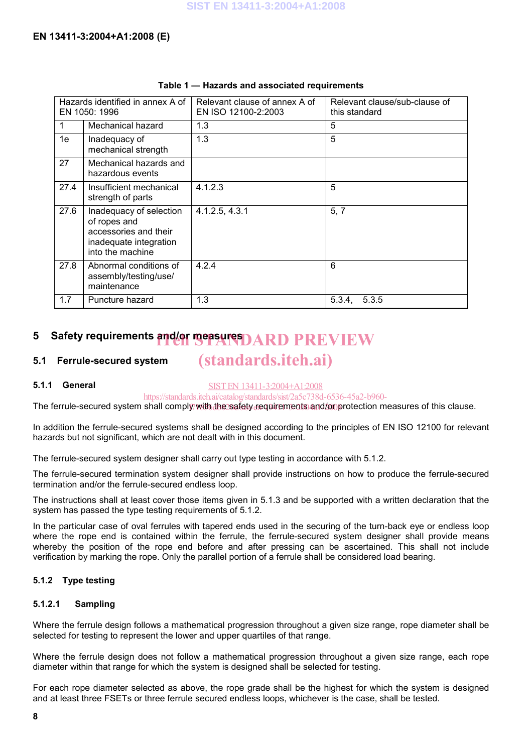**Table 1 — Hazards and associated requirements**

| Hazards identified in annex A of EN 1050: 1996 | | Relevant clause of annex A of EN ISO 12100-2:2003 | Relevant clause/sub-clause of this standard |
|---|---|---|---|
| 1 | Mechanical hazard | 1.3 | 5 |
| 1e | Inadequacy of mechanical strength | 1.3 | 5 |
| 27 | Mechanical hazards and hazardous events | | |
| 27.4 | Insufficient mechanical strength of parts | 4.1.2.3 | 5 |
| 27.6 | Inadequacy of selection of ropes and accessories and their inadequate integration into the machine | 4.1.2.5, 4.3.1 | 5, 7 |
| 27.8 | Abnormal conditions of assembly/testing/use/ maintenance | 4.2.4 | 6 |
| 1.7 | Puncture hazard | 1.3 | 5.3.4, 5.3.5 |

# 5 Safety requirements and/or measures

## 5.1 Ferrule-secured system

### 5.1.1 General

The ferrule-secured system shall comply with the safety requirements and/or protection measures of this clause.

In addition the ferrule-secured systems shall be designed according to the principles of EN ISO 12100 for relevant hazards but not significant, which are not dealt with in this document.

The ferrule-secured system designer shall carry out type testing in accordance with 5.1.2.

The ferrule-secured termination system designer shall provide instructions on how to produce the ferrule-secured termination and/or the ferrule-secured endless loop.

The instructions shall at least cover those items given in 5.1.3 and be supported with a written declaration that the system has passed the type testing requirements of 5.1.2.

In the particular case of oval ferrules with tapered ends used in the securing of the turn-back eye or endless loop where the rope end is contained within the ferrule, the ferrule-secured system designer shall provide means whereby the position of the rope end before and after pressing can be ascertained. This shall not include verification by marking the rope. Only the parallel portion of a ferrule shall be considered load bearing.

### 5.1.2 Type testing

#### 5.1.2.1 Sampling

Where the ferrule design follows a mathematical progression throughout a given size range, rope diameter shall be selected for testing to represent the lower and upper quartiles of that range.

Where the ferrule design does not follow a mathematical progression throughout a given size range, each rope diameter within that range for which the system is designed shall be selected for testing.

For each rope diameter selected as above, the rope grade shall be the highest for which the system is designed and at least three FSETs or three ferrule secured endless loops, whichever is the case, shall be tested.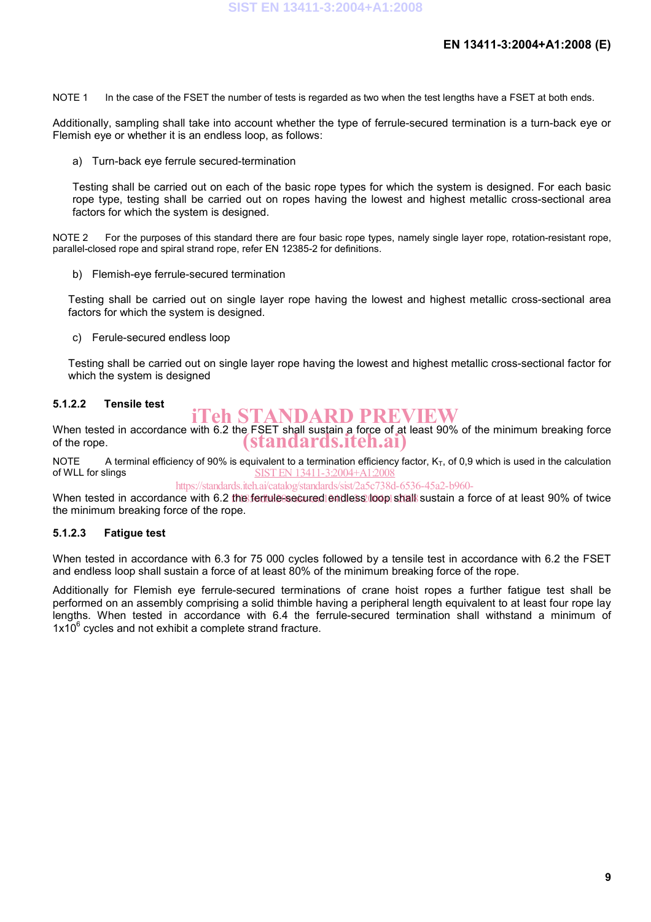NOTE 1 In the case of the FSET the number of tests is regarded as two when the test lengths have a FSET at both ends.

Additionally, sampling shall take into account whether the type of ferrule-secured termination is a turn-back eye or Flemish eye or whether it is an endless loop, as follows:

a) Turn-back eye ferrule secured-termination

Testing shall be carried out on each of the basic rope types for which the system is designed. For each basic rope type, testing shall be carried out on ropes having the lowest and highest metallic cross-sectional area factors for which the system is designed.

NOTE 2 For the purposes of this standard there are four basic rope types, namely single layer rope, rotation-resistant rope, parallel-closed rope and spiral strand rope, refer EN 12385-2 for definitions.

b) Flemish-eye ferrule-secured termination

Testing shall be carried out on single layer rope having the lowest and highest metallic cross-sectional area factors for which the system is designed.

c) Ferule-secured endless loop

Testing shall be carried out on single layer rope having the lowest and highest metallic cross-sectional factor for which the system is designed

#### 5.1.2.2 Tensile test

When tested in accordance with 6.2 the FSET shall sustain a force of at least 90% of the minimum breaking force of the rope.

NOTE A terminal efficiency of 90% is equivalent to a termination efficiency factor, $K_T$, of 0,9 which is used in the calculation of WLL for slings

When tested in accordance with 6.2 the ferrule-secured endless loop shall sustain a force of at least 90% of twice the minimum breaking force of the rope.

#### 5.1.2.3 Fatigue test

When tested in accordance with 6.3 for 75 000 cycles followed by a tensile test in accordance with 6.2 the FSET and endless loop shall sustain a force of at least 80% of the minimum breaking force of the rope.

Additionally for Flemish eye ferrule-secured terminations of crane hoist ropes a further fatigue test shall be performed on an assembly comprising a solid thimble having a peripheral length equivalent to at least four rope lay lengths. When tested in accordance with 6.4 the ferrule-secured termination shall withstand a minimum of $1x10^6$ cycles and not exhibit a complete strand fracture.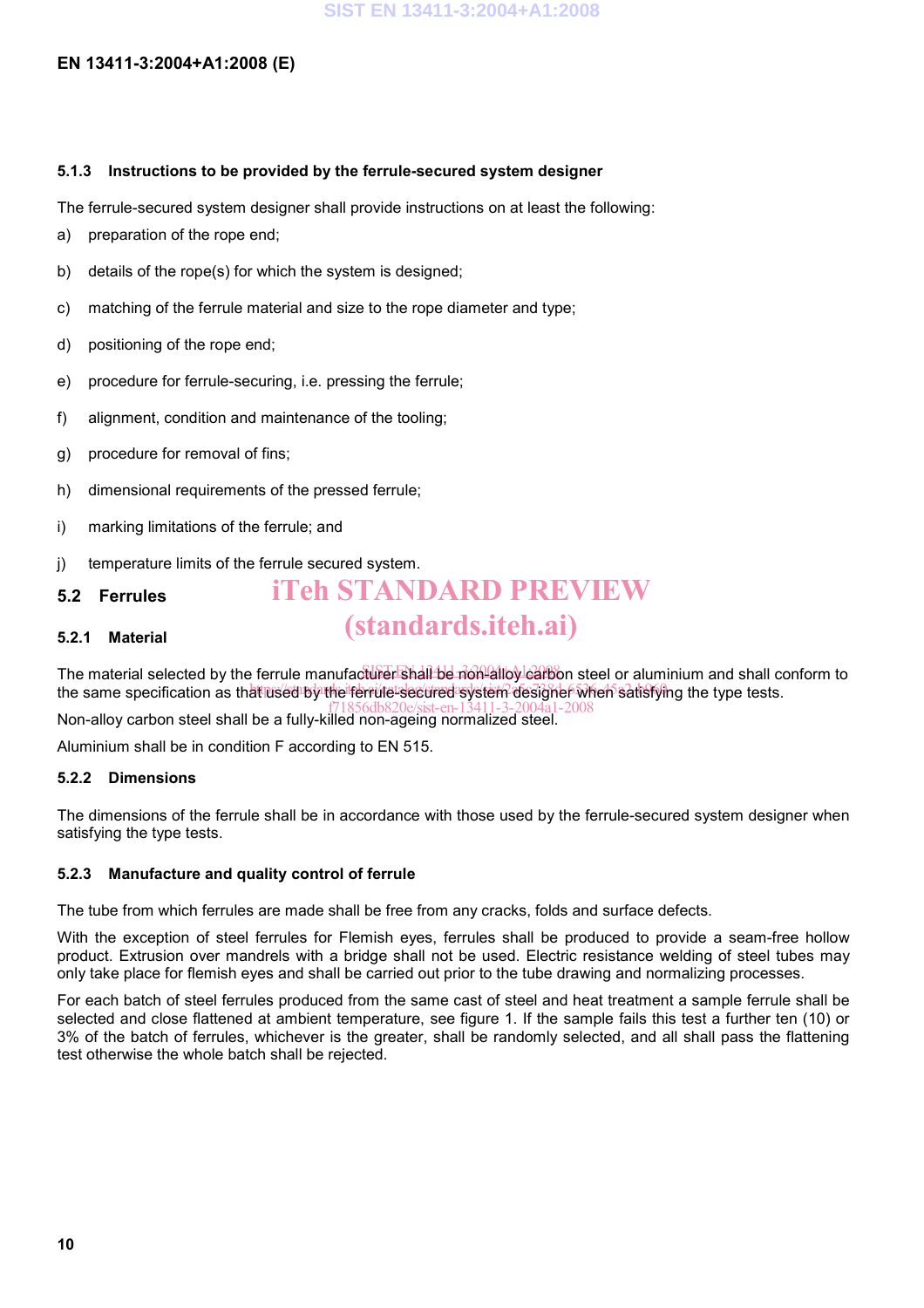#### 5.1.3 Instructions to be provided by the ferrule-secured system designer

The ferrule-secured system designer shall provide instructions on at least the following:

a) preparation of the rope end;

b) details of the rope(s) for which the system is designed;

c) matching of the ferrule material and size to the rope diameter and type;

d) positioning of the rope end;

e) procedure for ferrule-securing, i.e. pressing the ferrule;

f) alignment, condition and maintenance of the tooling;

g) procedure for removal of fins;

h) dimensional requirements of the pressed ferrule;

i) marking limitations of the ferrule; and

j) temperature limits of the ferrule secured system.

### 5.2 Ferrules

#### 5.2.1 Material

The material selected by the ferrule manufacturer shall be non-alloy carbon steel or aluminium and shall conform to the same specification as that used by the ferrule-secured system designer when satisfying the type tests.

Non-alloy carbon steel shall be a fully-killed non-ageing normalized steel.

Aluminium shall be in condition F according to EN 515.

#### 5.2.2 Dimensions

The dimensions of the ferrule shall be in accordance with those used by the ferrule-secured system designer when satisfying the type tests.

#### 5.2.3 Manufacture and quality control of ferrule

The tube from which ferrules are made shall be free from any cracks, folds and surface defects.

With the exception of steel ferrules for Flemish eyes, ferrules shall be produced to provide a seam-free hollow product. Extrusion over mandrels with a bridge shall not be used. Electric resistance welding of steel tubes may only take place for flemish eyes and shall be carried out prior to the tube drawing and normalizing processes.

For each batch of steel ferrules produced from the same cast of steel and heat treatment a sample ferrule shall be selected and close flattened at ambient temperature, see figure 1. If the sample fails this test a further ten (10) or 3% of the batch of ferrules, whichever is the greater, shall be randomly selected, and all shall pass the flattening test otherwise the whole batch shall be rejected.